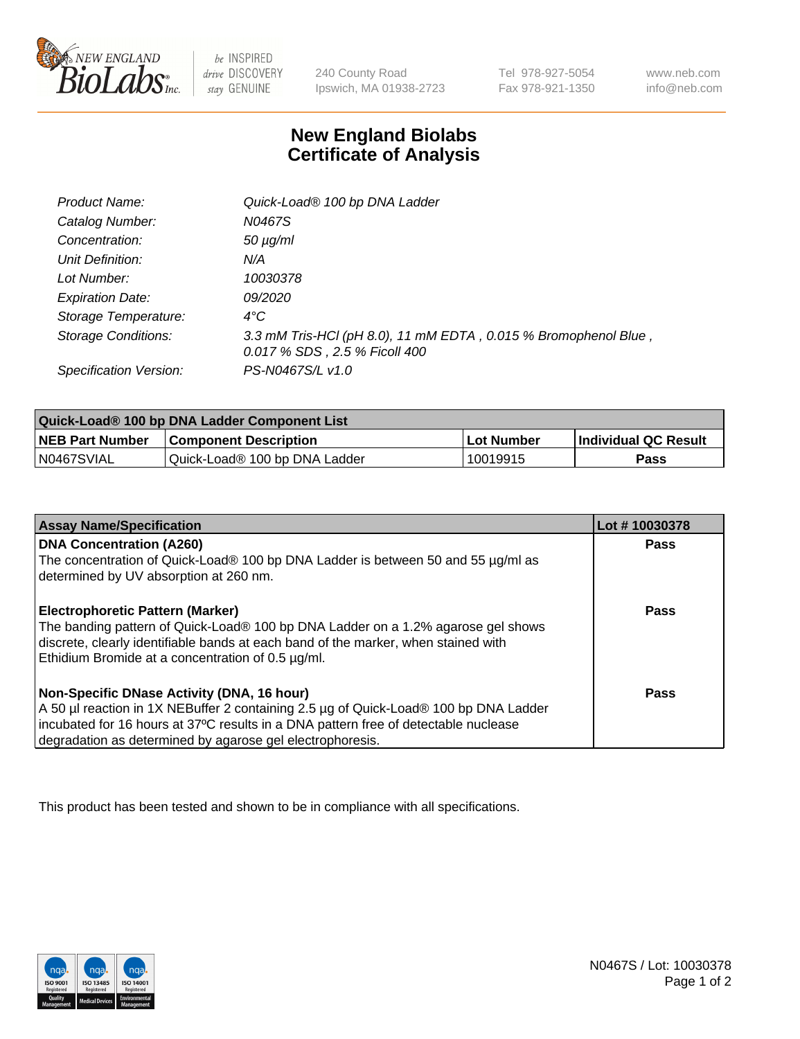New England Biolabs Inc. — be INSPIRED drive DISCOVERY stay GENUINE

240 County Road
Ipswich, MA 01938-2723

Tel 978-927-5054
Fax 978-921-1350

www.neb.com
info@neb.com

# New England Biolabs Certificate of Analysis

| | |
|---|---|
| *Product Name:* | *Quick-Load® 100 bp DNA Ladder* |
| *Catalog Number:* | *N0467S* |
| *Concentration:* | *50 µg/ml* |
| *Unit Definition:* | *N/A* |
| *Lot Number:* | *10030378* |
| *Expiration Date:* | *09/2020* |
| *Storage Temperature:* | *4°C* |
| *Storage Conditions:* | *3.3 mM Tris-HCl (pH 8.0), 11 mM EDTA , 0.015 % Bromophenol Blue , 0.017 % SDS , 2.5 % Ficoll 400* |
| *Specification Version:* | *PS-N0467S/L v1.0* |

| Quick-Load® 100 bp DNA Ladder Component List | | | |
|---|---|---|---|
| **NEB Part Number** | **Component Description** | **Lot Number** | **Individual QC Result** |
| N0467SVIAL | Quick-Load® 100 bp DNA Ladder | 10019915 | **Pass** |

| Assay Name/Specification | Lot # 10030378 |
|---|---|
| **DNA Concentration (A260)**<br>The concentration of Quick-Load® 100 bp DNA Ladder is between 50 and 55 µg/ml as determined by UV absorption at 260 nm. | **Pass** |
| **Electrophoretic Pattern (Marker)**<br>The banding pattern of Quick-Load® 100 bp DNA Ladder on a 1.2% agarose gel shows discrete, clearly identifiable bands at each band of the marker, when stained with Ethidium Bromide at a concentration of 0.5 µg/ml. | **Pass** |
| **Non-Specific DNase Activity (DNA, 16 hour)**<br>A 50 µl reaction in 1X NEBuffer 2 containing 2.5 µg of Quick-Load® 100 bp DNA Ladder incubated for 16 hours at 37ºC results in a DNA pattern free of detectable nuclease degradation as determined by agarose gel electrophoresis. | **Pass** |

This product has been tested and shown to be in compliance with all specifications.

N0467S / Lot: 10030378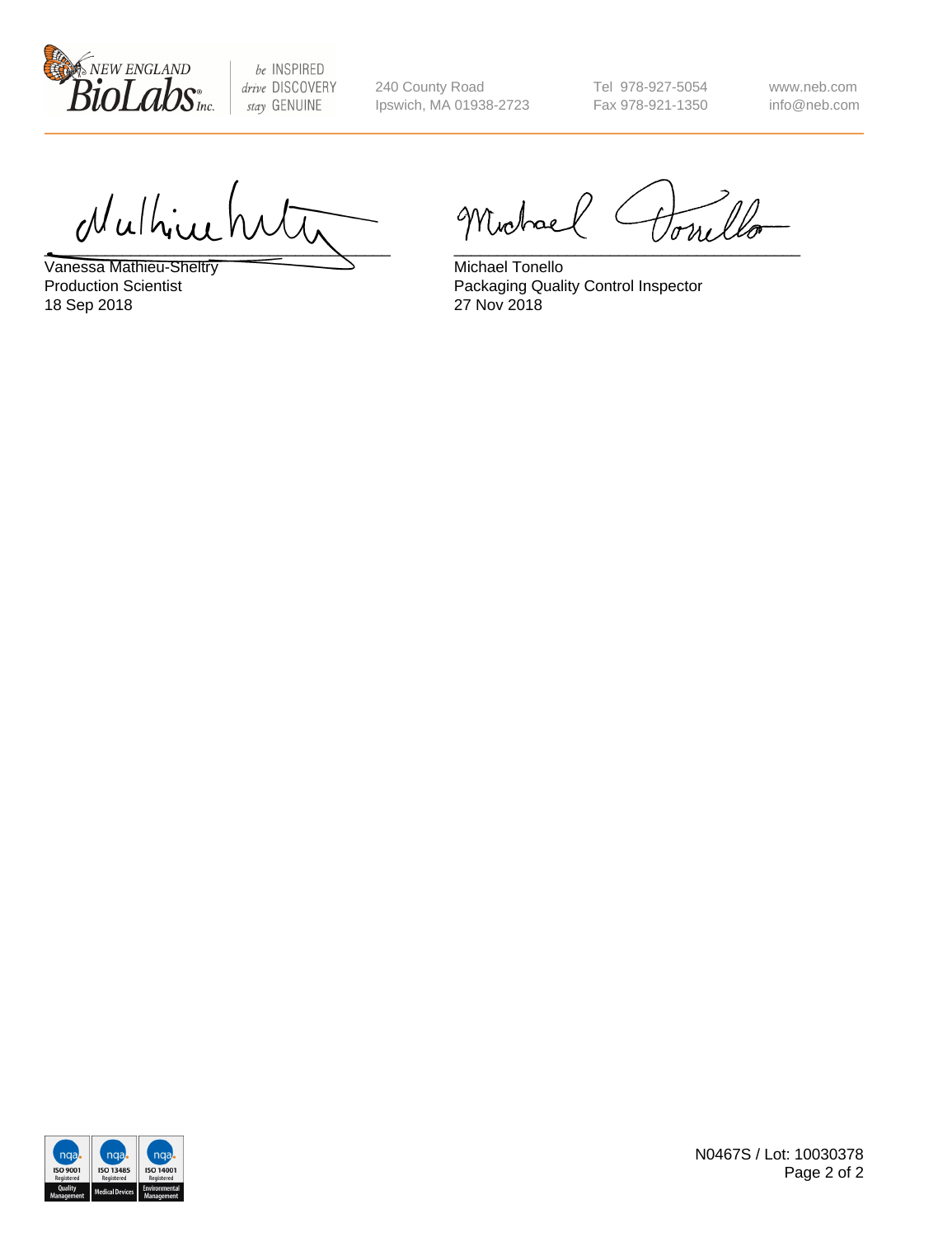Vanessa Mathieu-Sheltry
Production Scientist
18 Sep 2018

Michael Tonello
Packaging Quality Control Inspector
27 Nov 2018

N0467S / Lot: 10030378